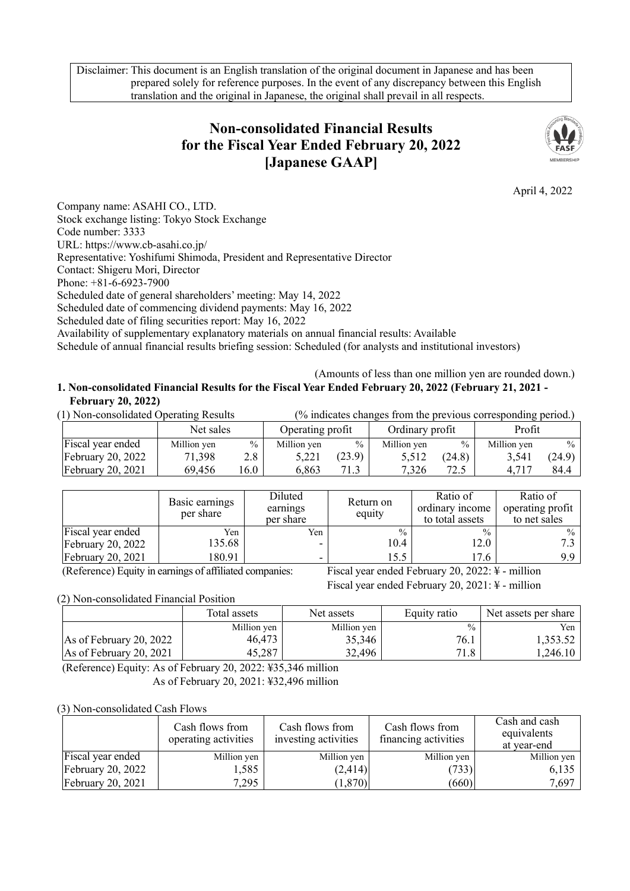Disclaimer: This document is an English translation of the original document in Japanese and has been prepared solely for reference purposes. In the event of any discrepancy between this English translation and the original in Japanese, the original shall prevail in all respects.

# Non-consolidated Financial Results for the Fiscal Year Ended February 20, 2022 [Japanese GAAP]

April 4, 2022

Company name: ASAHI CO., LTD.
Stock exchange listing: Tokyo Stock Exchange
Code number: 3333
URL: https://www.cb-asahi.co.jp/
Representative: Yoshifumi Shimoda, President and Representative Director
Contact: Shigeru Mori, Director
Phone: +81-6-6923-7900
Scheduled date of general shareholders' meeting: May 14, 2022
Scheduled date of commencing dividend payments: May 16, 2022
Scheduled date of filing securities report: May 16, 2022
Availability of supplementary explanatory materials on annual financial results: Available
Schedule of annual financial results briefing session: Scheduled (for analysts and institutional investors)

(Amounts of less than one million yen are rounded down.)

## 1. Non-consolidated Financial Results for the Fiscal Year Ended February 20, 2022 (February 21, 2021 - February 20, 2022)

(1) Non-consolidated Operating Results (% indicates changes from the previous corresponding period.)

| | Net sales | | Operating profit | | Ordinary profit | | Profit | |
|---|---|---|---|---|---|---|---|---|
| Fiscal year ended | Million yen | % | Million yen | % | Million yen | % | Million yen | % |
| February 20, 2022 | 71,398 | 2.8 | 5,221 | (23.9) | 5,512 | (24.8) | 3,541 | (24.9) |
| February 20, 2021 | 69,456 | 16.0 | 6,863 | 71.3 | 7,326 | 72.5 | 4,717 | 84.4 |

| | Basic earnings per share | Diluted earnings per share | Return on equity | Ratio of ordinary income to total assets | Ratio of operating profit to net sales |
|---|---|---|---|---|---|
| Fiscal year ended | Yen | Yen | % | % | % |
| February 20, 2022 | 135.68 | - | 10.4 | 12.0 | 7.3 |
| February 20, 2021 | 180.91 | - | 15.5 | 17.6 | 9.9 |

(Reference) Equity in earnings of affiliated companies: Fiscal year ended February 20, 2022: ¥ - million
Fiscal year ended February 20, 2021: ¥ - million

(2) Non-consolidated Financial Position

| | Total assets | Net assets | Equity ratio | Net assets per share |
|---|---|---|---|---|
| | Million yen | Million yen | % | Yen |
| As of February 20, 2022 | 46,473 | 35,346 | 76.1 | 1,353.52 |
| As of February 20, 2021 | 45,287 | 32,496 | 71.8 | 1,246.10 |

(Reference) Equity: As of February 20, 2022: ¥35,346 million
As of February 20, 2021: ¥32,496 million

(3) Non-consolidated Cash Flows

| | Cash flows from operating activities | Cash flows from investing activities | Cash flows from financing activities | Cash and cash equivalents at year-end |
|---|---|---|---|---|
| Fiscal year ended | Million yen | Million yen | Million yen | Million yen |
| February 20, 2022 | 1,585 | (2,414) | (733) | 6,135 |
| February 20, 2021 | 7,295 | (1,870) | (660) | 7,697 |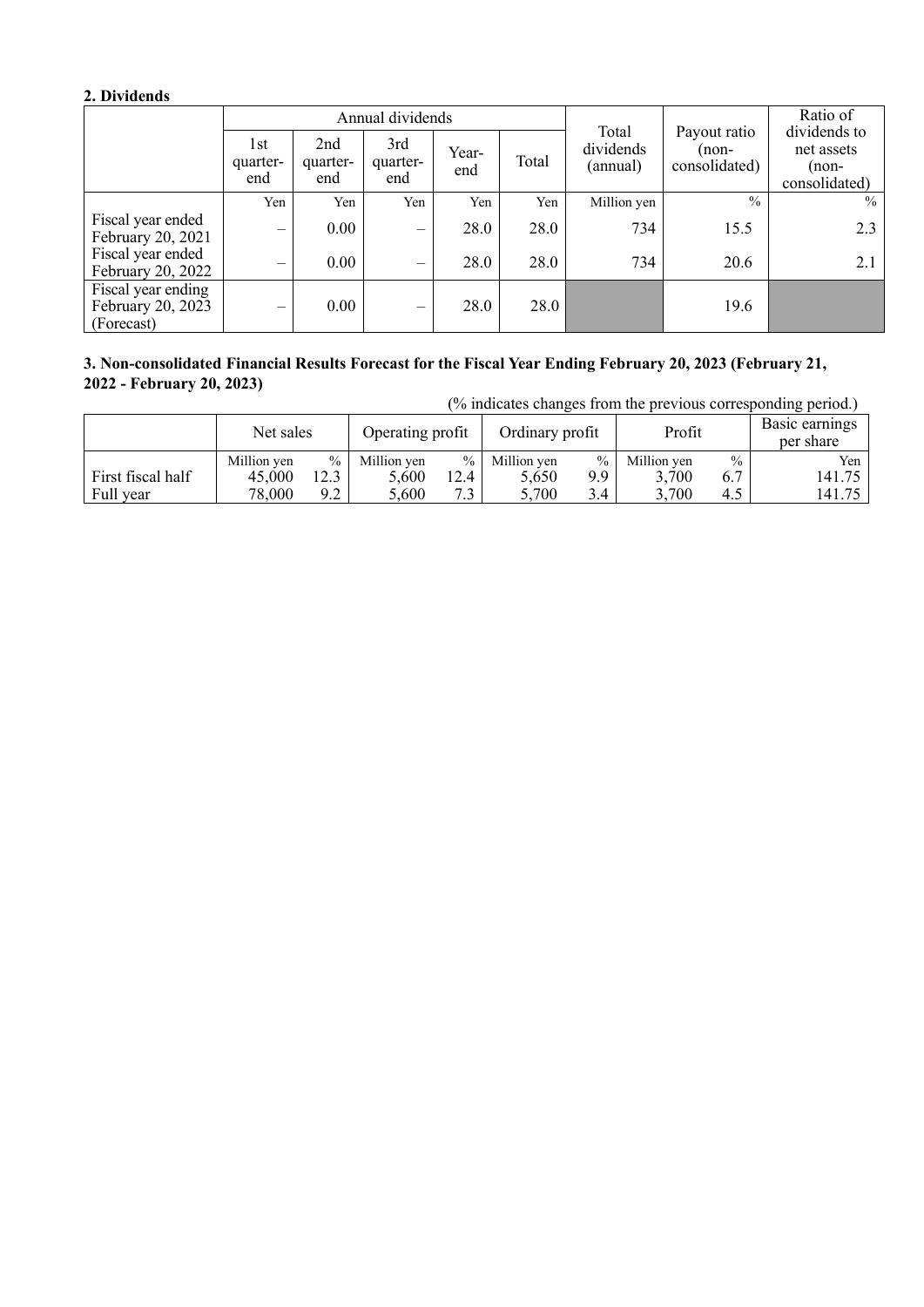## 2. Dividends

| | Annual dividends | | | | | Total dividends (annual) | Payout ratio (non-consolidated) | Ratio of dividends to net assets (non-consolidated) |
|---|---|---|---|---|---|---|---|---|
| | 1st quarter-end | 2nd quarter-end | 3rd quarter-end | Year-end | Total | | | |
| | Yen | Yen | Yen | Yen | Yen | Million yen | % | % |
| Fiscal year ended February 20, 2021 | – | 0.00 | – | 28.0 | 28.0 | 734 | 15.5 | 2.3 |
| Fiscal year ended February 20, 2022 | – | 0.00 | – | 28.0 | 28.0 | 734 | 20.6 | 2.1 |
| Fiscal year ending February 20, 2023 (Forecast) | – | 0.00 | – | 28.0 | 28.0 | | 19.6 | |

## 3. Non-consolidated Financial Results Forecast for the Fiscal Year Ending February 20, 2023 (February 21, 2022 - February 20, 2023)

(% indicates changes from the previous corresponding period.)

| | Net sales | | Operating profit | | Ordinary profit | | Profit | | Basic earnings per share |
|---|---|---|---|---|---|---|---|---|---|
| | Million yen | % | Million yen | % | Million yen | % | Million yen | % | Yen |
| First fiscal half | 45,000 | 12.3 | 5,600 | 12.4 | 5,650 | 9.9 | 3,700 | 6.7 | 141.75 |
| Full year | 78,000 | 9.2 | 5,600 | 7.3 | 5,700 | 3.4 | 3,700 | 4.5 | 141.75 |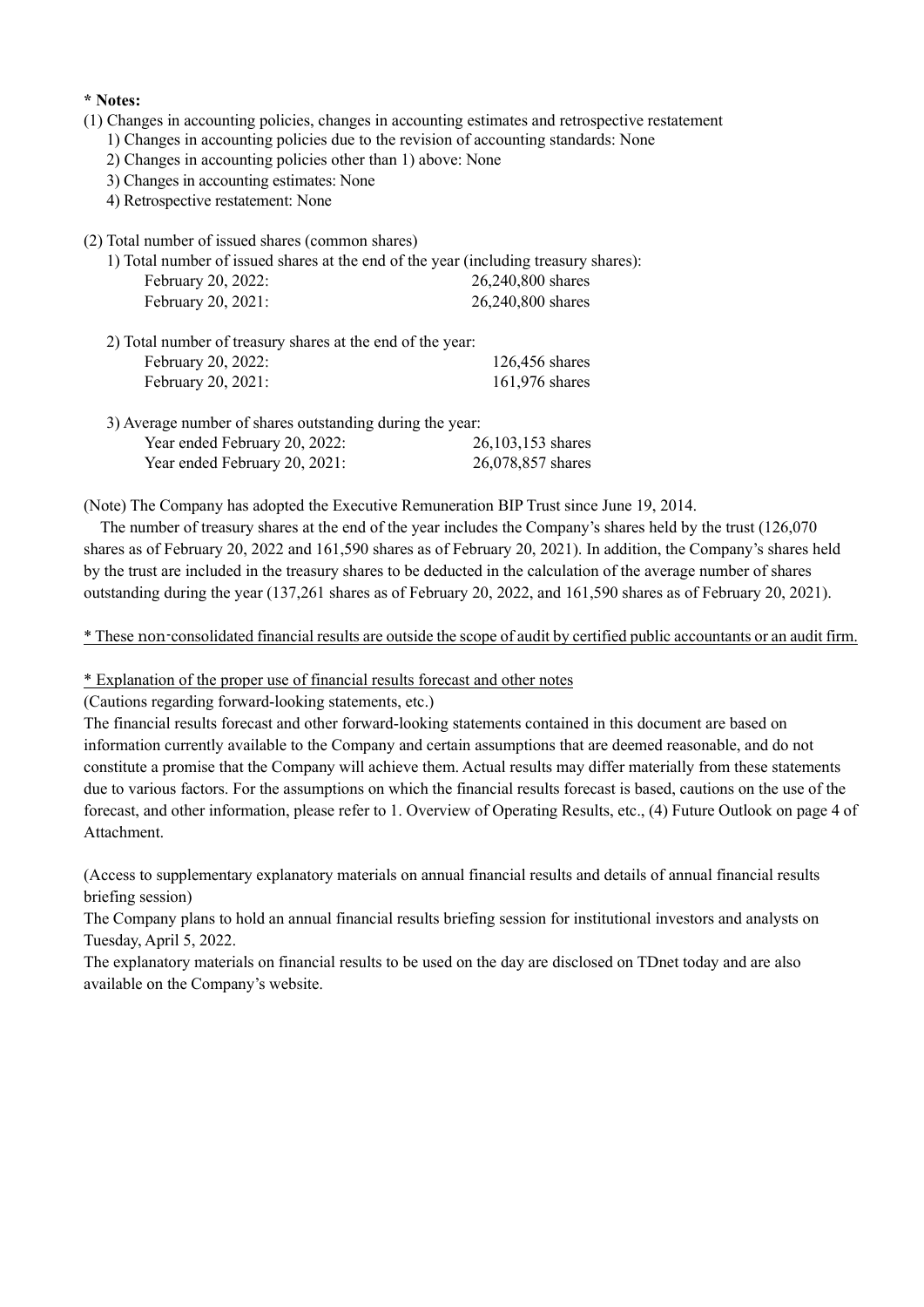**\* Notes:**

(1) Changes in accounting policies, changes in accounting estimates and retrospective restatement

1) Changes in accounting policies due to the revision of accounting standards: None

2) Changes in accounting policies other than 1) above: None

3) Changes in accounting estimates: None

4) Retrospective restatement: None

(2) Total number of issued shares (common shares)

1) Total number of issued shares at the end of the year (including treasury shares):

| | |
|---|---|
| February 20, 2022: | 26,240,800 shares |
| February 20, 2021: | 26,240,800 shares |

2) Total number of treasury shares at the end of the year:

| | |
|---|---|
| February 20, 2022: | 126,456 shares |
| February 20, 2021: | 161,976 shares |

3) Average number of shares outstanding during the year:

| | |
|---|---|
| Year ended February 20, 2022: | 26,103,153 shares |
| Year ended February 20, 2021: | 26,078,857 shares |

(Note) The Company has adopted the Executive Remuneration BIP Trust since June 19, 2014.

The number of treasury shares at the end of the year includes the Company's shares held by the trust (126,070 shares as of February 20, 2022 and 161,590 shares as of February 20, 2021). In addition, the Company's shares held by the trust are included in the treasury shares to be deducted in the calculation of the average number of shares outstanding during the year (137,261 shares as of February 20, 2022, and 161,590 shares as of February 20, 2021).

\* These non-consolidated financial results are outside the scope of audit by certified public accountants or an audit firm.

\* Explanation of the proper use of financial results forecast and other notes

(Cautions regarding forward-looking statements, etc.)

The financial results forecast and other forward-looking statements contained in this document are based on information currently available to the Company and certain assumptions that are deemed reasonable, and do not constitute a promise that the Company will achieve them. Actual results may differ materially from these statements due to various factors. For the assumptions on which the financial results forecast is based, cautions on the use of the forecast, and other information, please refer to 1. Overview of Operating Results, etc., (4) Future Outlook on page 4 of Attachment.

(Access to supplementary explanatory materials on annual financial results and details of annual financial results briefing session)

The Company plans to hold an annual financial results briefing session for institutional investors and analysts on Tuesday, April 5, 2022.

The explanatory materials on financial results to be used on the day are disclosed on TDnet today and are also available on the Company's website.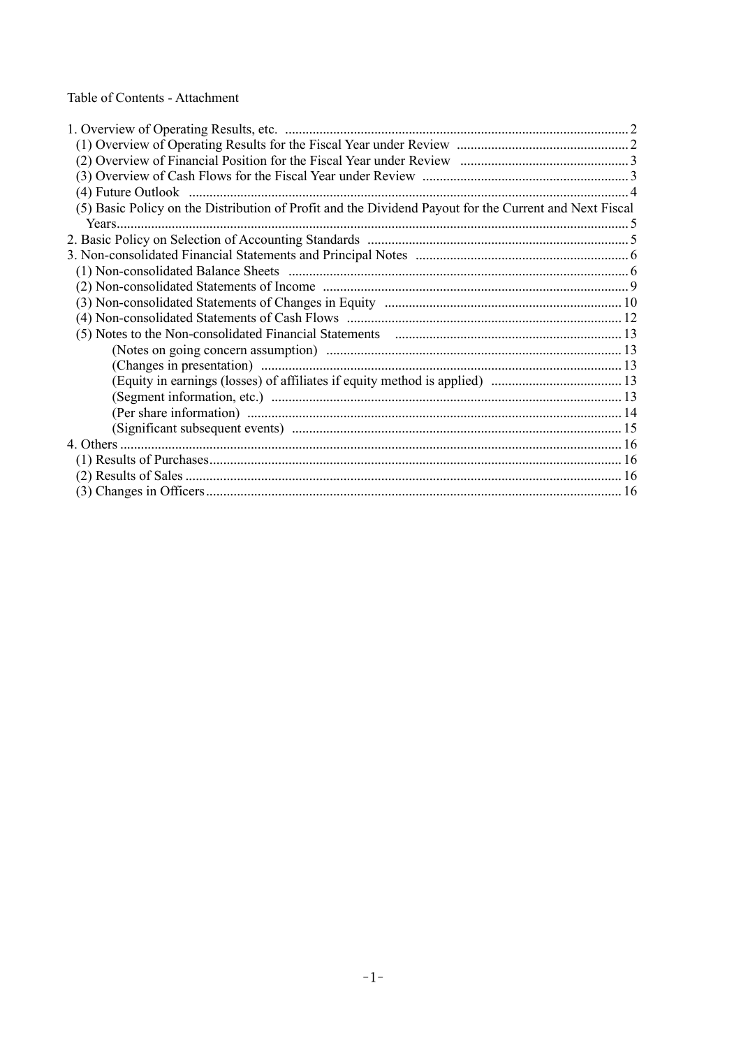Table of Contents - Attachment

| | |
|---|---|
| 1. Overview of Operating Results, etc. | 2 |
| (1) Overview of Operating Results for the Fiscal Year under Review | 2 |
| (2) Overview of Financial Position for the Fiscal Year under Review | 3 |
| (3) Overview of Cash Flows for the Fiscal Year under Review | 3 |
| (4) Future Outlook | 4 |
| (5) Basic Policy on the Distribution of Profit and the Dividend Payout for the Current and Next Fiscal Years | 5 |
| 2. Basic Policy on Selection of Accounting Standards | 5 |
| 3. Non-consolidated Financial Statements and Principal Notes | 6 |
| (1) Non-consolidated Balance Sheets | 6 |
| (2) Non-consolidated Statements of Income | 9 |
| (3) Non-consolidated Statements of Changes in Equity | 10 |
| (4) Non-consolidated Statements of Cash Flows | 12 |
| (5) Notes to the Non-consolidated Financial Statements | 13 |
| (Notes on going concern assumption) | 13 |
| (Changes in presentation) | 13 |
| (Equity in earnings (losses) of affiliates if equity method is applied) | 13 |
| (Segment information, etc.) | 13 |
| (Per share information) | 14 |
| (Significant subsequent events) | 15 |
| 4. Others | 16 |
| (1) Results of Purchases | 16 |
| (2) Results of Sales | 16 |
| (3) Changes in Officers | 16 |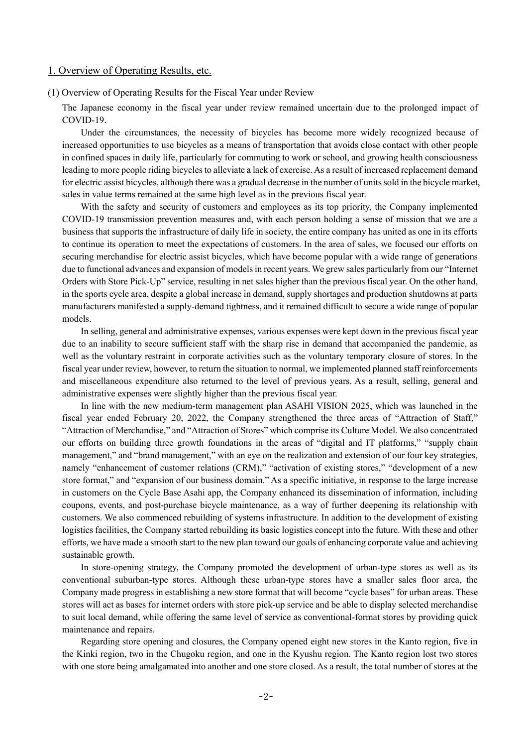## 1. Overview of Operating Results, etc.

### (1) Overview of Operating Results for the Fiscal Year under Review

The Japanese economy in the fiscal year under review remained uncertain due to the prolonged impact of COVID-19.

Under the circumstances, the necessity of bicycles has become more widely recognized because of increased opportunities to use bicycles as a means of transportation that avoids close contact with other people in confined spaces in daily life, particularly for commuting to work or school, and growing health consciousness leading to more people riding bicycles to alleviate a lack of exercise. As a result of increased replacement demand for electric assist bicycles, although there was a gradual decrease in the number of units sold in the bicycle market, sales in value terms remained at the same high level as in the previous fiscal year.

With the safety and security of customers and employees as its top priority, the Company implemented COVID-19 transmission prevention measures and, with each person holding a sense of mission that we are a business that supports the infrastructure of daily life in society, the entire company has united as one in its efforts to continue its operation to meet the expectations of customers. In the area of sales, we focused our efforts on securing merchandise for electric assist bicycles, which have become popular with a wide range of generations due to functional advances and expansion of models in recent years. We grew sales particularly from our "Internet Orders with Store Pick-Up" service, resulting in net sales higher than the previous fiscal year. On the other hand, in the sports cycle area, despite a global increase in demand, supply shortages and production shutdowns at parts manufacturers manifested a supply-demand tightness, and it remained difficult to secure a wide range of popular models.

In selling, general and administrative expenses, various expenses were kept down in the previous fiscal year due to an inability to secure sufficient staff with the sharp rise in demand that accompanied the pandemic, as well as the voluntary restraint in corporate activities such as the voluntary temporary closure of stores. In the fiscal year under review, however, to return the situation to normal, we implemented planned staff reinforcements and miscellaneous expenditure also returned to the level of previous years. As a result, selling, general and administrative expenses were slightly higher than the previous fiscal year.

In line with the new medium-term management plan ASAHI VISION 2025, which was launched in the fiscal year ended February 20, 2022, the Company strengthened the three areas of "Attraction of Staff," "Attraction of Merchandise," and "Attraction of Stores" which comprise its Culture Model. We also concentrated our efforts on building three growth foundations in the areas of "digital and IT platforms," "supply chain management," and "brand management," with an eye on the realization and extension of our four key strategies, namely "enhancement of customer relations (CRM)," "activation of existing stores," "development of a new store format," and "expansion of our business domain." As a specific initiative, in response to the large increase in customers on the Cycle Base Asahi app, the Company enhanced its dissemination of information, including coupons, events, and post-purchase bicycle maintenance, as a way of further deepening its relationship with customers. We also commenced rebuilding of systems infrastructure. In addition to the development of existing logistics facilities, the Company started rebuilding its basic logistics concept into the future. With these and other efforts, we have made a smooth start to the new plan toward our goals of enhancing corporate value and achieving sustainable growth.

In store-opening strategy, the Company promoted the development of urban-type stores as well as its conventional suburban-type stores. Although these urban-type stores have a smaller sales floor area, the Company made progress in establishing a new store format that will become "cycle bases" for urban areas. These stores will act as bases for internet orders with store pick-up service and be able to display selected merchandise to suit local demand, while offering the same level of service as conventional-format stores by providing quick maintenance and repairs.

Regarding store opening and closures, the Company opened eight new stores in the Kanto region, five in the Kinki region, two in the Chugoku region, and one in the Kyushu region. The Kanto region lost two stores with one store being amalgamated into another and one store closed. As a result, the total number of stores at the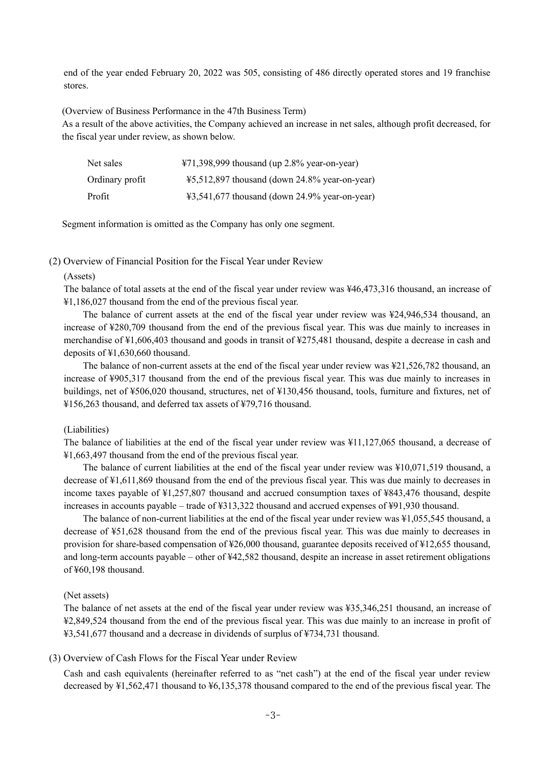end of the year ended February 20, 2022 was 505, consisting of 486 directly operated stores and 19 franchise stores.

(Overview of Business Performance in the 47th Business Term)

As a result of the above activities, the Company achieved an increase in net sales, although profit decreased, for the fiscal year under review, as shown below.

| | |
|---|---|
| Net sales | ¥71,398,999 thousand (up 2.8% year-on-year) |
| Ordinary profit | ¥5,512,897 thousand (down 24.8% year-on-year) |
| Profit | ¥3,541,677 thousand (down 24.9% year-on-year) |

Segment information is omitted as the Company has only one segment.

## (2) Overview of Financial Position for the Fiscal Year under Review

(Assets)

The balance of total assets at the end of the fiscal year under review was ¥46,473,316 thousand, an increase of ¥1,186,027 thousand from the end of the previous fiscal year.

The balance of current assets at the end of the fiscal year under review was ¥24,946,534 thousand, an increase of ¥280,709 thousand from the end of the previous fiscal year. This was due mainly to increases in merchandise of ¥1,606,403 thousand and goods in transit of ¥275,481 thousand, despite a decrease in cash and deposits of ¥1,630,660 thousand.

The balance of non-current assets at the end of the fiscal year under review was ¥21,526,782 thousand, an increase of ¥905,317 thousand from the end of the previous fiscal year. This was due mainly to increases in buildings, net of ¥506,020 thousand, structures, net of ¥130,456 thousand, tools, furniture and fixtures, net of ¥156,263 thousand, and deferred tax assets of ¥79,716 thousand.

(Liabilities)

The balance of liabilities at the end of the fiscal year under review was ¥11,127,065 thousand, a decrease of ¥1,663,497 thousand from the end of the previous fiscal year.

The balance of current liabilities at the end of the fiscal year under review was ¥10,071,519 thousand, a decrease of ¥1,611,869 thousand from the end of the previous fiscal year. This was due mainly to decreases in income taxes payable of ¥1,257,807 thousand and accrued consumption taxes of ¥843,476 thousand, despite increases in accounts payable – trade of ¥313,322 thousand and accrued expenses of ¥91,930 thousand.

The balance of non-current liabilities at the end of the fiscal year under review was ¥1,055,545 thousand, a decrease of ¥51,628 thousand from the end of the previous fiscal year. This was due mainly to decreases in provision for share-based compensation of ¥26,000 thousand, guarantee deposits received of ¥12,655 thousand, and long-term accounts payable – other of ¥42,582 thousand, despite an increase in asset retirement obligations of ¥60,198 thousand.

(Net assets)

The balance of net assets at the end of the fiscal year under review was ¥35,346,251 thousand, an increase of ¥2,849,524 thousand from the end of the previous fiscal year. This was due mainly to an increase in profit of ¥3,541,677 thousand and a decrease in dividends of surplus of ¥734,731 thousand.

## (3) Overview of Cash Flows for the Fiscal Year under Review

Cash and cash equivalents (hereinafter referred to as "net cash") at the end of the fiscal year under review decreased by ¥1,562,471 thousand to ¥6,135,378 thousand compared to the end of the previous fiscal year. The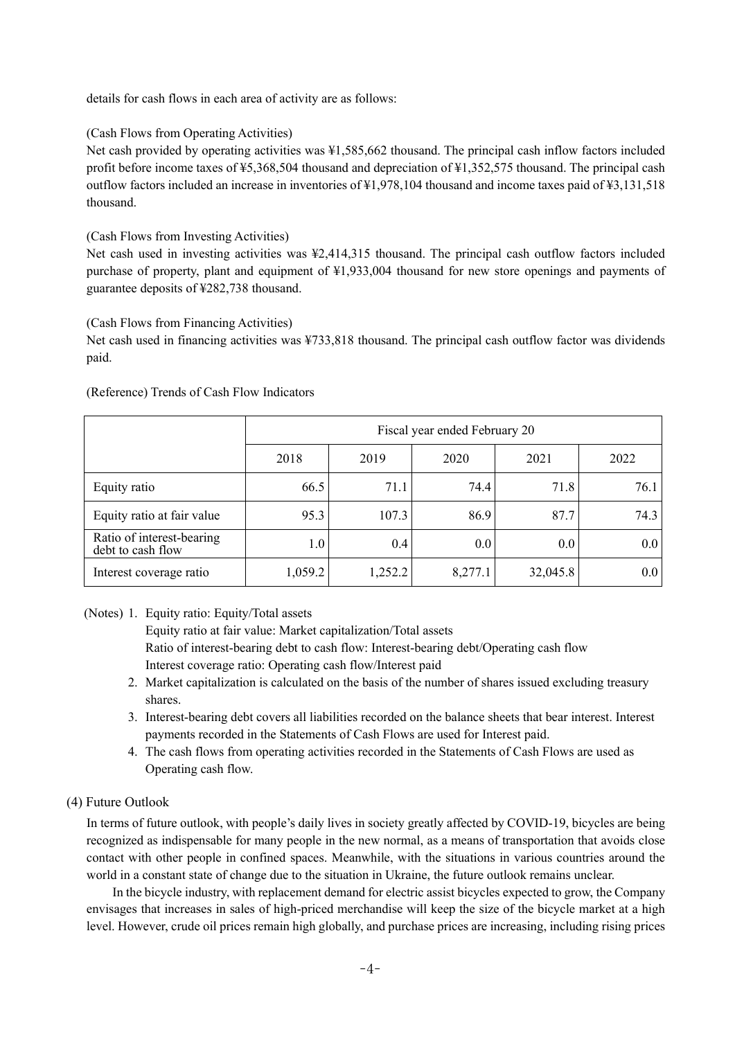details for cash flows in each area of activity are as follows:

(Cash Flows from Operating Activities)

Net cash provided by operating activities was ¥1,585,662 thousand. The principal cash inflow factors included profit before income taxes of ¥5,368,504 thousand and depreciation of ¥1,352,575 thousand. The principal cash outflow factors included an increase in inventories of ¥1,978,104 thousand and income taxes paid of ¥3,131,518 thousand.

(Cash Flows from Investing Activities)

Net cash used in investing activities was ¥2,414,315 thousand. The principal cash outflow factors included purchase of property, plant and equipment of ¥1,933,004 thousand for new store openings and payments of guarantee deposits of ¥282,738 thousand.

(Cash Flows from Financing Activities)

Net cash used in financing activities was ¥733,818 thousand. The principal cash outflow factor was dividends paid.

(Reference) Trends of Cash Flow Indicators

| | Fiscal year ended February 20 | | | | |
|---|---|---|---|---|---|
| | 2018 | 2019 | 2020 | 2021 | 2022 |
| Equity ratio | 66.5 | 71.1 | 74.4 | 71.8 | 76.1 |
| Equity ratio at fair value | 95.3 | 107.3 | 86.9 | 87.7 | 74.3 |
| Ratio of interest-bearing debt to cash flow | 1.0 | 0.4 | 0.0 | 0.0 | 0.0 |
| Interest coverage ratio | 1,059.2 | 1,252.2 | 8,277.1 | 32,045.8 | 0.0 |

(Notes) 1. Equity ratio: Equity/Total assets
Equity ratio at fair value: Market capitalization/Total assets
Ratio of interest-bearing debt to cash flow: Interest-bearing debt/Operating cash flow
Interest coverage ratio: Operating cash flow/Interest paid
2. Market capitalization is calculated on the basis of the number of shares issued excluding treasury shares.
3. Interest-bearing debt covers all liabilities recorded on the balance sheets that bear interest. Interest payments recorded in the Statements of Cash Flows are used for Interest paid.
4. The cash flows from operating activities recorded in the Statements of Cash Flows are used as Operating cash flow.

(4) Future Outlook

In terms of future outlook, with people's daily lives in society greatly affected by COVID-19, bicycles are being recognized as indispensable for many people in the new normal, as a means of transportation that avoids close contact with other people in confined spaces. Meanwhile, with the situations in various countries around the world in a constant state of change due to the situation in Ukraine, the future outlook remains unclear.

In the bicycle industry, with replacement demand for electric assist bicycles expected to grow, the Company envisages that increases in sales of high-priced merchandise will keep the size of the bicycle market at a high level. However, crude oil prices remain high globally, and purchase prices are increasing, including rising prices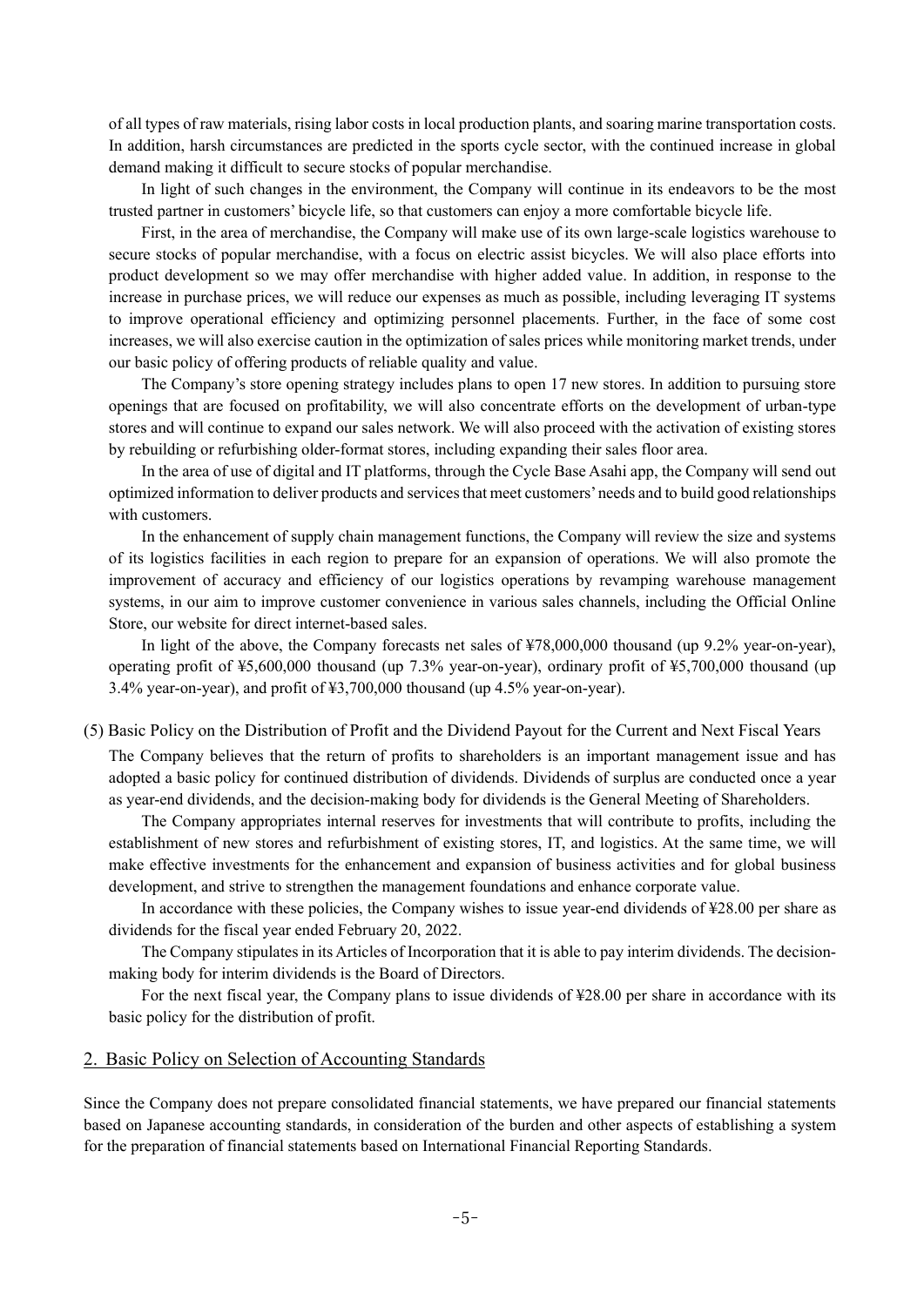of all types of raw materials, rising labor costs in local production plants, and soaring marine transportation costs. In addition, harsh circumstances are predicted in the sports cycle sector, with the continued increase in global demand making it difficult to secure stocks of popular merchandise.

In light of such changes in the environment, the Company will continue in its endeavors to be the most trusted partner in customers' bicycle life, so that customers can enjoy a more comfortable bicycle life.

First, in the area of merchandise, the Company will make use of its own large-scale logistics warehouse to secure stocks of popular merchandise, with a focus on electric assist bicycles. We will also place efforts into product development so we may offer merchandise with higher added value. In addition, in response to the increase in purchase prices, we will reduce our expenses as much as possible, including leveraging IT systems to improve operational efficiency and optimizing personnel placements. Further, in the face of some cost increases, we will also exercise caution in the optimization of sales prices while monitoring market trends, under our basic policy of offering products of reliable quality and value.

The Company's store opening strategy includes plans to open 17 new stores. In addition to pursuing store openings that are focused on profitability, we will also concentrate efforts on the development of urban-type stores and will continue to expand our sales network. We will also proceed with the activation of existing stores by rebuilding or refurbishing older-format stores, including expanding their sales floor area.

In the area of use of digital and IT platforms, through the Cycle Base Asahi app, the Company will send out optimized information to deliver products and services that meet customers' needs and to build good relationships with customers.

In the enhancement of supply chain management functions, the Company will review the size and systems of its logistics facilities in each region to prepare for an expansion of operations. We will also promote the improvement of accuracy and efficiency of our logistics operations by revamping warehouse management systems, in our aim to improve customer convenience in various sales channels, including the Official Online Store, our website for direct internet-based sales.

In light of the above, the Company forecasts net sales of ¥78,000,000 thousand (up 9.2% year-on-year), operating profit of ¥5,600,000 thousand (up 7.3% year-on-year), ordinary profit of ¥5,700,000 thousand (up 3.4% year-on-year), and profit of ¥3,700,000 thousand (up 4.5% year-on-year).

(5) Basic Policy on the Distribution of Profit and the Dividend Payout for the Current and Next Fiscal Years

The Company believes that the return of profits to shareholders is an important management issue and has adopted a basic policy for continued distribution of dividends. Dividends of surplus are conducted once a year as year-end dividends, and the decision-making body for dividends is the General Meeting of Shareholders.

The Company appropriates internal reserves for investments that will contribute to profits, including the establishment of new stores and refurbishment of existing stores, IT, and logistics. At the same time, we will make effective investments for the enhancement and expansion of business activities and for global business development, and strive to strengthen the management foundations and enhance corporate value.

In accordance with these policies, the Company wishes to issue year-end dividends of ¥28.00 per share as dividends for the fiscal year ended February 20, 2022.

The Company stipulates in its Articles of Incorporation that it is able to pay interim dividends. The decision-making body for interim dividends is the Board of Directors.

For the next fiscal year, the Company plans to issue dividends of ¥28.00 per share in accordance with its basic policy for the distribution of profit.

## 2. Basic Policy on Selection of Accounting Standards

Since the Company does not prepare consolidated financial statements, we have prepared our financial statements based on Japanese accounting standards, in consideration of the burden and other aspects of establishing a system for the preparation of financial statements based on International Financial Reporting Standards.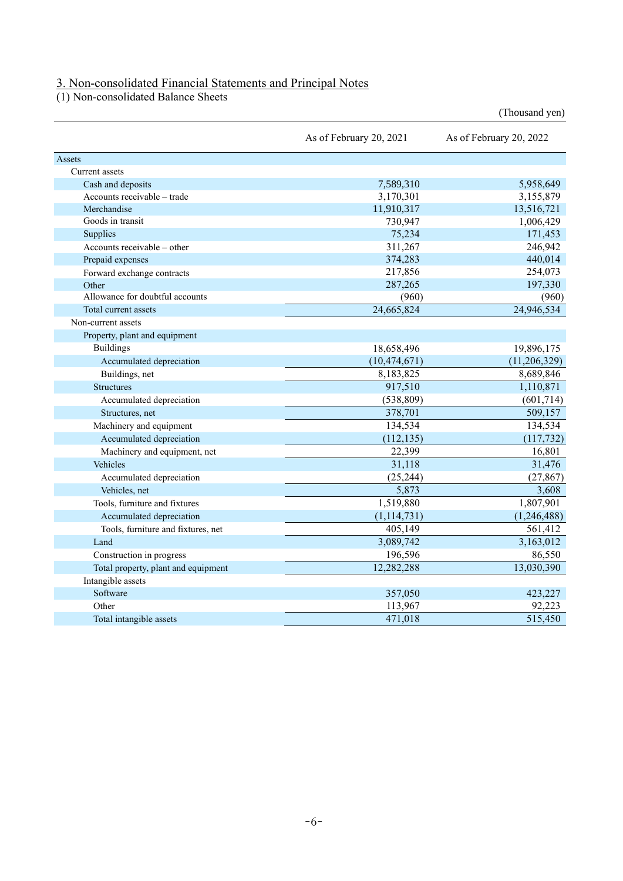## 3. Non-consolidated Financial Statements and Principal Notes

(1) Non-consolidated Balance Sheets

(Thousand yen)

| | As of February 20, 2021 | As of February 20, 2022 |
|---|---|---|
| Assets | | |
| Current assets | | |
| Cash and deposits | 7,589,310 | 5,958,649 |
| Accounts receivable – trade | 3,170,301 | 3,155,879 |
| Merchandise | 11,910,317 | 13,516,721 |
| Goods in transit | 730,947 | 1,006,429 |
| Supplies | 75,234 | 171,453 |
| Accounts receivable – other | 311,267 | 246,942 |
| Prepaid expenses | 374,283 | 440,014 |
| Forward exchange contracts | 217,856 | 254,073 |
| Other | 287,265 | 197,330 |
| Allowance for doubtful accounts | (960) | (960) |
| Total current assets | 24,665,824 | 24,946,534 |
| Non-current assets | | |
| Property, plant and equipment | | |
| Buildings | 18,658,496 | 19,896,175 |
| Accumulated depreciation | (10,474,671) | (11,206,329) |
| Buildings, net | 8,183,825 | 8,689,846 |
| Structures | 917,510 | 1,110,871 |
| Accumulated depreciation | (538,809) | (601,714) |
| Structures, net | 378,701 | 509,157 |
| Machinery and equipment | 134,534 | 134,534 |
| Accumulated depreciation | (112,135) | (117,732) |
| Machinery and equipment, net | 22,399 | 16,801 |
| Vehicles | 31,118 | 31,476 |
| Accumulated depreciation | (25,244) | (27,867) |
| Vehicles, net | 5,873 | 3,608 |
| Tools, furniture and fixtures | 1,519,880 | 1,807,901 |
| Accumulated depreciation | (1,114,731) | (1,246,488) |
| Tools, furniture and fixtures, net | 405,149 | 561,412 |
| Land | 3,089,742 | 3,163,012 |
| Construction in progress | 196,596 | 86,550 |
| Total property, plant and equipment | 12,282,288 | 13,030,390 |
| Intangible assets | | |
| Software | 357,050 | 423,227 |
| Other | 113,967 | 92,223 |
| Total intangible assets | 471,018 | 515,450 |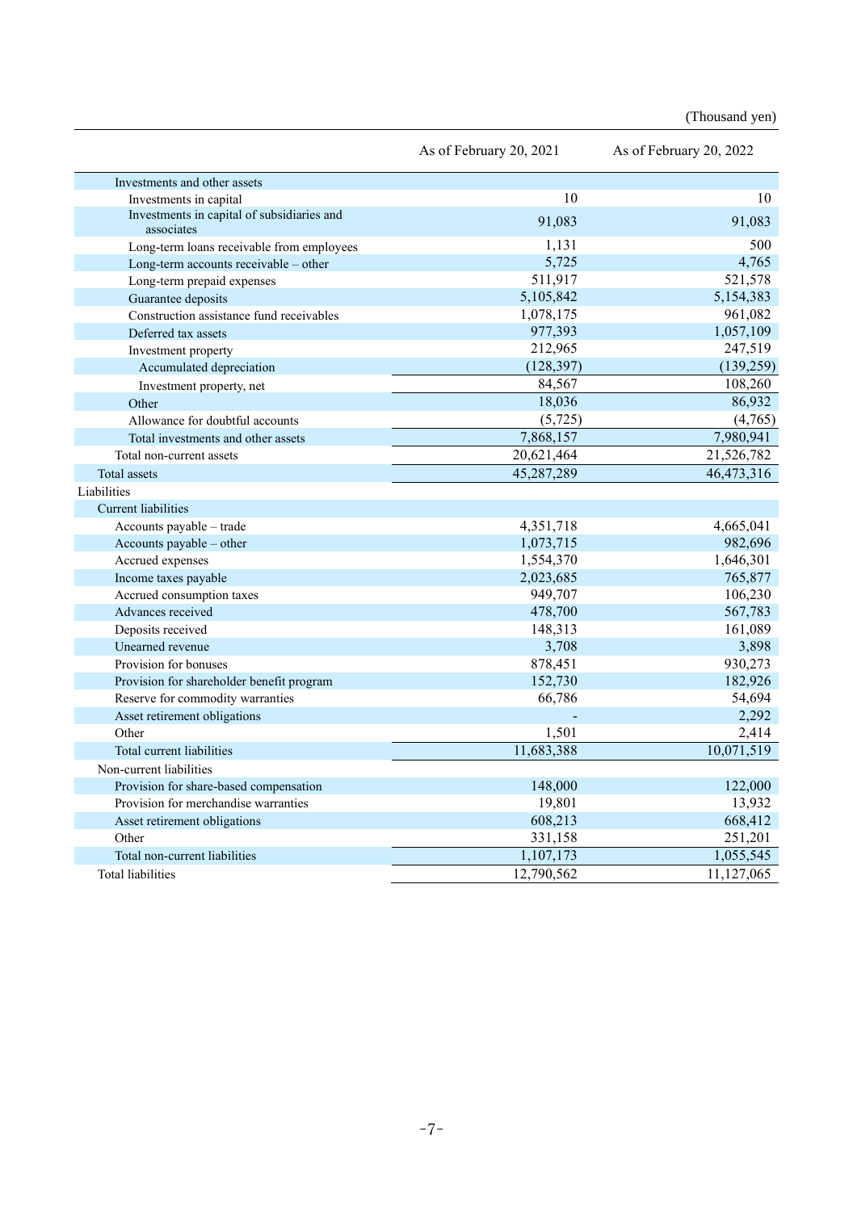(Thousand yen)

| | As of February 20, 2021 | As of February 20, 2022 |
|---|---|---|
| Investments and other assets | | |
| Investments in capital | 10 | 10 |
| Investments in capital of subsidiaries and associates | 91,083 | 91,083 |
| Long-term loans receivable from employees | 1,131 | 500 |
| Long-term accounts receivable – other | 5,725 | 4,765 |
| Long-term prepaid expenses | 511,917 | 521,578 |
| Guarantee deposits | 5,105,842 | 5,154,383 |
| Construction assistance fund receivables | 1,078,175 | 961,082 |
| Deferred tax assets | 977,393 | 1,057,109 |
| Investment property | 212,965 | 247,519 |
| Accumulated depreciation | (128,397) | (139,259) |
| Investment property, net | 84,567 | 108,260 |
| Other | 18,036 | 86,932 |
| Allowance for doubtful accounts | (5,725) | (4,765) |
| Total investments and other assets | 7,868,157 | 7,980,941 |
| Total non-current assets | 20,621,464 | 21,526,782 |
| Total assets | 45,287,289 | 46,473,316 |
| Liabilities | | |
| Current liabilities | | |
| Accounts payable – trade | 4,351,718 | 4,665,041 |
| Accounts payable – other | 1,073,715 | 982,696 |
| Accrued expenses | 1,554,370 | 1,646,301 |
| Income taxes payable | 2,023,685 | 765,877 |
| Accrued consumption taxes | 949,707 | 106,230 |
| Advances received | 478,700 | 567,783 |
| Deposits received | 148,313 | 161,089 |
| Unearned revenue | 3,708 | 3,898 |
| Provision for bonuses | 878,451 | 930,273 |
| Provision for shareholder benefit program | 152,730 | 182,926 |
| Reserve for commodity warranties | 66,786 | 54,694 |
| Asset retirement obligations | - | 2,292 |
| Other | 1,501 | 2,414 |
| Total current liabilities | 11,683,388 | 10,071,519 |
| Non-current liabilities | | |
| Provision for share-based compensation | 148,000 | 122,000 |
| Provision for merchandise warranties | 19,801 | 13,932 |
| Asset retirement obligations | 608,213 | 668,412 |
| Other | 331,158 | 251,201 |
| Total non-current liabilities | 1,107,173 | 1,055,545 |
| Total liabilities | 12,790,562 | 11,127,065 |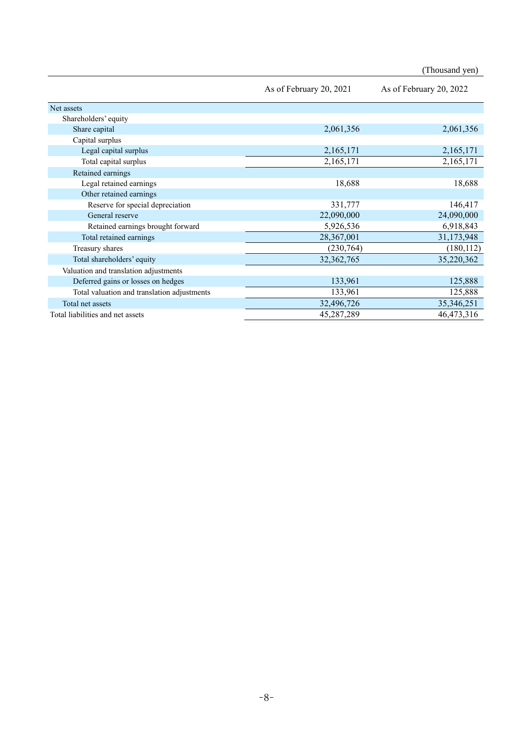(Thousand yen)

| | As of February 20, 2021 | As of February 20, 2022 |
|---|---|---|
| Net assets | | |
| Shareholders' equity | | |
| Share capital | 2,061,356 | 2,061,356 |
| Capital surplus | | |
| Legal capital surplus | 2,165,171 | 2,165,171 |
| Total capital surplus | 2,165,171 | 2,165,171 |
| Retained earnings | | |
| Legal retained earnings | 18,688 | 18,688 |
| Other retained earnings | | |
| Reserve for special depreciation | 331,777 | 146,417 |
| General reserve | 22,090,000 | 24,090,000 |
| Retained earnings brought forward | 5,926,536 | 6,918,843 |
| Total retained earnings | 28,367,001 | 31,173,948 |
| Treasury shares | (230,764) | (180,112) |
| Total shareholders' equity | 32,362,765 | 35,220,362 |
| Valuation and translation adjustments | | |
| Deferred gains or losses on hedges | 133,961 | 125,888 |
| Total valuation and translation adjustments | 133,961 | 125,888 |
| Total net assets | 32,496,726 | 35,346,251 |
| Total liabilities and net assets | 45,287,289 | 46,473,316 |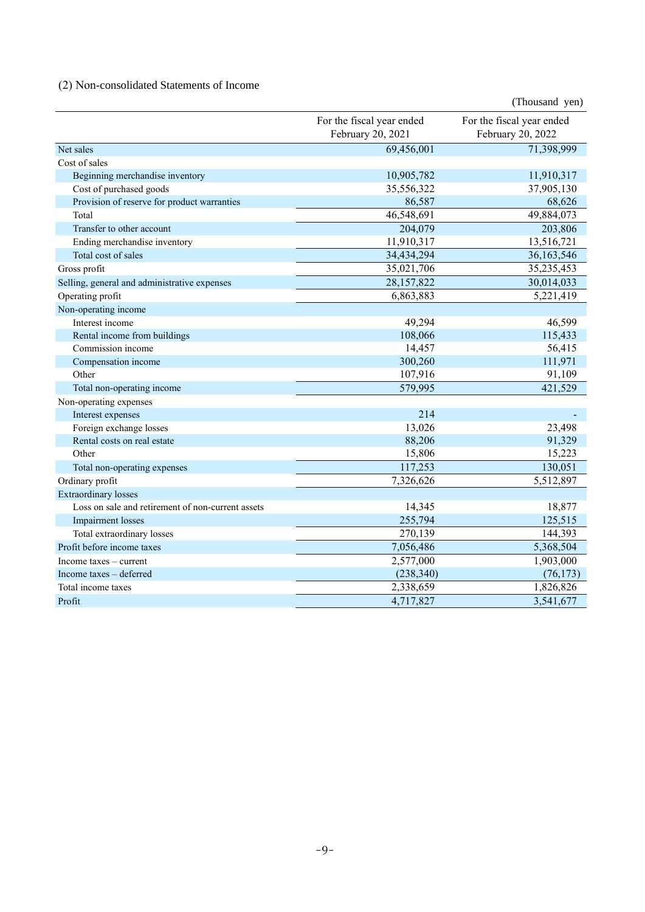## (2) Non-consolidated Statements of Income

(Thousand yen)

| | For the fiscal year ended February 20, 2021 | For the fiscal year ended February 20, 2022 |
|---|---|---|
| Net sales | 69,456,001 | 71,398,999 |
| Cost of sales | | |
| Beginning merchandise inventory | 10,905,782 | 11,910,317 |
| Cost of purchased goods | 35,556,322 | 37,905,130 |
| Provision of reserve for product warranties | 86,587 | 68,626 |
| Total | 46,548,691 | 49,884,073 |
| Transfer to other account | 204,079 | 203,806 |
| Ending merchandise inventory | 11,910,317 | 13,516,721 |
| Total cost of sales | 34,434,294 | 36,163,546 |
| Gross profit | 35,021,706 | 35,235,453 |
| Selling, general and administrative expenses | 28,157,822 | 30,014,033 |
| Operating profit | 6,863,883 | 5,221,419 |
| Non-operating income | | |
| Interest income | 49,294 | 46,599 |
| Rental income from buildings | 108,066 | 115,433 |
| Commission income | 14,457 | 56,415 |
| Compensation income | 300,260 | 111,971 |
| Other | 107,916 | 91,109 |
| Total non-operating income | 579,995 | 421,529 |
| Non-operating expenses | | |
| Interest expenses | 214 | - |
| Foreign exchange losses | 13,026 | 23,498 |
| Rental costs on real estate | 88,206 | 91,329 |
| Other | 15,806 | 15,223 |
| Total non-operating expenses | 117,253 | 130,051 |
| Ordinary profit | 7,326,626 | 5,512,897 |
| Extraordinary losses | | |
| Loss on sale and retirement of non-current assets | 14,345 | 18,877 |
| Impairment losses | 255,794 | 125,515 |
| Total extraordinary losses | 270,139 | 144,393 |
| Profit before income taxes | 7,056,486 | 5,368,504 |
| Income taxes – current | 2,577,000 | 1,903,000 |
| Income taxes – deferred | (238,340) | (76,173) |
| Total income taxes | 2,338,659 | 1,826,826 |
| Profit | 4,717,827 | 3,541,677 |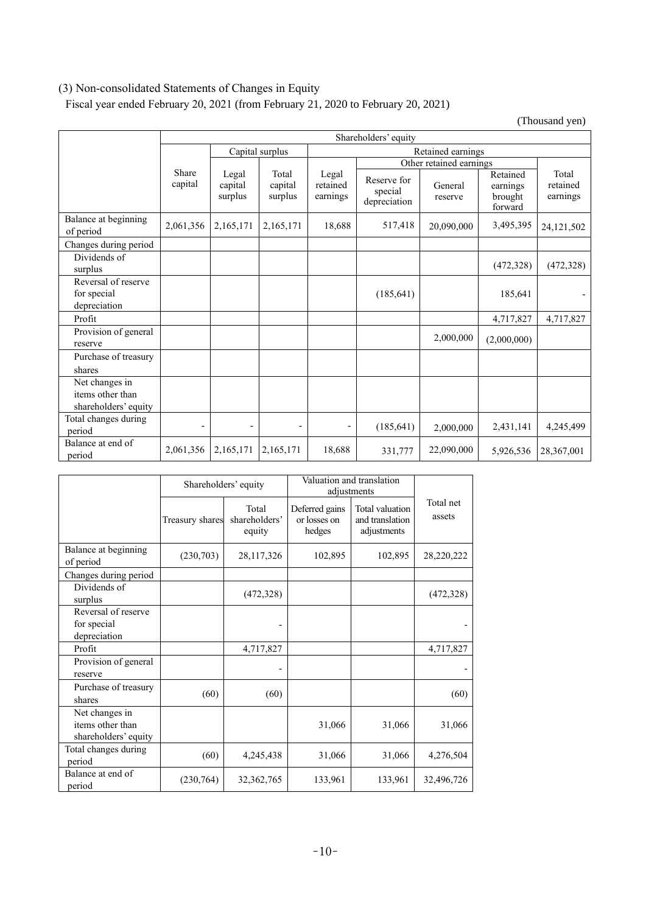## (3) Non-consolidated Statements of Changes in Equity

Fiscal year ended February 20, 2021 (from February 21, 2020 to February 20, 2021)

(Thousand yen)

| | Shareholders' equity | | | | | | | |
|---|---|---|---|---|---|---|---|---|
| | | Capital surplus | | Retained earnings | | | | |
| | | | | | Other retained earnings | | | |
| | Share capital | Legal capital surplus | Total capital surplus | Legal retained earnings | Reserve for special depreciation | General reserve | Retained earnings brought forward | Total retained earnings |
| Balance at beginning of period | 2,061,356 | 2,165,171 | 2,165,171 | 18,688 | 517,418 | 20,090,000 | 3,495,395 | 24,121,502 |
| Changes during period | | | | | | | | |
| Dividends of surplus | | | | | | | (472,328) | (472,328) |
| Reversal of reserve for special depreciation | | | | | (185,641) | | 185,641 | - |
| Profit | | | | | | | 4,717,827 | 4,717,827 |
| Provision of general reserve | | | | | | 2,000,000 | (2,000,000) | |
| Purchase of treasury shares | | | | | | | | |
| Net changes in items other than shareholders' equity | | | | | | | | |
| Total changes during period | - | - | - | - | (185,641) | 2,000,000 | 2,431,141 | 4,245,499 |
| Balance at end of period | 2,061,356 | 2,165,171 | 2,165,171 | 18,688 | 331,777 | 22,090,000 | 5,926,536 | 28,367,001 |

| | Shareholders' equity | | Valuation and translation adjustments | | Total net assets |
|---|---|---|---|---|---|
| | Treasury shares | Total shareholders' equity | Deferred gains or losses on hedges | Total valuation and translation adjustments | |
| Balance at beginning of period | (230,703) | 28,117,326 | 102,895 | 102,895 | 28,220,222 |
| Changes during period | | | | | |
| Dividends of surplus | | (472,328) | | | (472,328) |
| Reversal of reserve for special depreciation | | - | | | - |
| Profit | | 4,717,827 | | | 4,717,827 |
| Provision of general reserve | | - | | | - |
| Purchase of treasury shares | (60) | (60) | | | (60) |
| Net changes in items other than shareholders' equity | | | 31,066 | 31,066 | 31,066 |
| Total changes during period | (60) | 4,245,438 | 31,066 | 31,066 | 4,276,504 |
| Balance at end of period | (230,764) | 32,362,765 | 133,961 | 133,961 | 32,496,726 |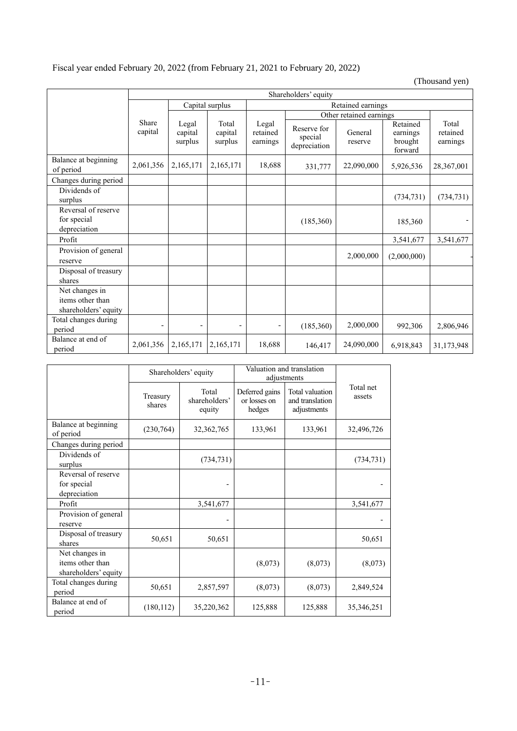Fiscal year ended February 20, 2022 (from February 21, 2021 to February 20, 2022)

(Thousand yen)

| | Shareholders' equity | | | | | | | |
|---|---|---|---|---|---|---|---|---|
| | | Capital surplus | | Retained earnings | | | | |
| | | | | | Other retained earnings | | | |
| | Share capital | Legal capital surplus | Total capital surplus | Legal retained earnings | Reserve for special depreciation | General reserve | Retained earnings brought forward | Total retained earnings |
| Balance at beginning of period | 2,061,356 | 2,165,171 | 2,165,171 | 18,688 | 331,777 | 22,090,000 | 5,926,536 | 28,367,001 |
| Changes during period | | | | | | | | |
| Dividends of surplus | | | | | | | (734,731) | (734,731) |
| Reversal of reserve for special depreciation | | | | | (185,360) | | 185,360 | - |
| Profit | | | | | | | 3,541,677 | 3,541,677 |
| Provision of general reserve | | | | | | 2,000,000 | (2,000,000) | - |
| Disposal of treasury shares | | | | | | | | |
| Net changes in items other than shareholders' equity | | | | | | | | |
| Total changes during period | - | - | - | - | (185,360) | 2,000,000 | 992,306 | 2,806,946 |
| Balance at end of period | 2,061,356 | 2,165,171 | 2,165,171 | 18,688 | 146,417 | 24,090,000 | 6,918,843 | 31,173,948 |

| | Shareholders' equity | | Valuation and translation adjustments | | Total net assets |
|---|---|---|---|---|---|
| | Treasury shares | Total shareholders' equity | Deferred gains or losses on hedges | Total valuation and translation adjustments | |
| Balance at beginning of period | (230,764) | 32,362,765 | 133,961 | 133,961 | 32,496,726 |
| Changes during period | | | | | |
| Dividends of surplus | | (734,731) | | | (734,731) |
| Reversal of reserve for special depreciation | | - | | | - |
| Profit | | 3,541,677 | | | 3,541,677 |
| Provision of general reserve | | - | | | - |
| Disposal of treasury shares | 50,651 | 50,651 | | | 50,651 |
| Net changes in items other than shareholders' equity | | | (8,073) | (8,073) | (8,073) |
| Total changes during period | 50,651 | 2,857,597 | (8,073) | (8,073) | 2,849,524 |
| Balance at end of period | (180,112) | 35,220,362 | 125,888 | 125,888 | 35,346,251 |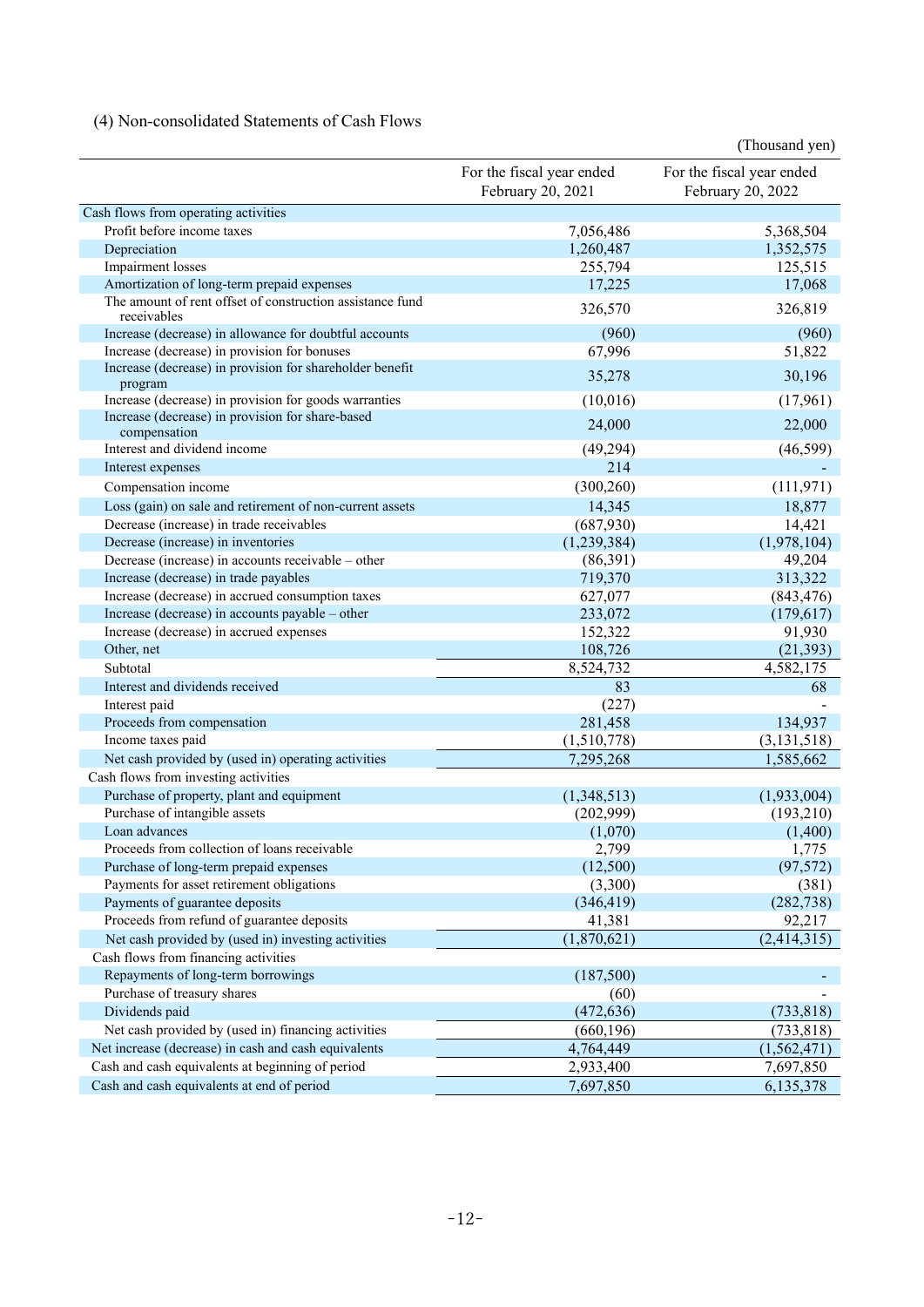### (4) Non-consolidated Statements of Cash Flows

(Thousand yen)

| | For the fiscal year ended February 20, 2021 | For the fiscal year ended February 20, 2022 |
|---|---|---|
| Cash flows from operating activities | | |
| Profit before income taxes | 7,056,486 | 5,368,504 |
| Depreciation | 1,260,487 | 1,352,575 |
| Impairment losses | 255,794 | 125,515 |
| Amortization of long-term prepaid expenses | 17,225 | 17,068 |
| The amount of rent offset of construction assistance fund receivables | 326,570 | 326,819 |
| Increase (decrease) in allowance for doubtful accounts | (960) | (960) |
| Increase (decrease) in provision for bonuses | 67,996 | 51,822 |
| Increase (decrease) in provision for shareholder benefit program | 35,278 | 30,196 |
| Increase (decrease) in provision for goods warranties | (10,016) | (17,961) |
| Increase (decrease) in provision for share-based compensation | 24,000 | 22,000 |
| Interest and dividend income | (49,294) | (46,599) |
| Interest expenses | 214 | - |
| Compensation income | (300,260) | (111,971) |
| Loss (gain) on sale and retirement of non-current assets | 14,345 | 18,877 |
| Decrease (increase) in trade receivables | (687,930) | 14,421 |
| Decrease (increase) in inventories | (1,239,384) | (1,978,104) |
| Decrease (increase) in accounts receivable – other | (86,391) | 49,204 |
| Increase (decrease) in trade payables | 719,370 | 313,322 |
| Increase (decrease) in accrued consumption taxes | 627,077 | (843,476) |
| Increase (decrease) in accounts payable – other | 233,072 | (179,617) |
| Increase (decrease) in accrued expenses | 152,322 | 91,930 |
| Other, net | 108,726 | (21,393) |
| Subtotal | 8,524,732 | 4,582,175 |
| Interest and dividends received | 83 | 68 |
| Interest paid | (227) | - |
| Proceeds from compensation | 281,458 | 134,937 |
| Income taxes paid | (1,510,778) | (3,131,518) |
| Net cash provided by (used in) operating activities | 7,295,268 | 1,585,662 |
| Cash flows from investing activities | | |
| Purchase of property, plant and equipment | (1,348,513) | (1,933,004) |
| Purchase of intangible assets | (202,999) | (193,210) |
| Loan advances | (1,070) | (1,400) |
| Proceeds from collection of loans receivable | 2,799 | 1,775 |
| Purchase of long-term prepaid expenses | (12,500) | (97,572) |
| Payments for asset retirement obligations | (3,300) | (381) |
| Payments of guarantee deposits | (346,419) | (282,738) |
| Proceeds from refund of guarantee deposits | 41,381 | 92,217 |
| Net cash provided by (used in) investing activities | (1,870,621) | (2,414,315) |
| Cash flows from financing activities | | |
| Repayments of long-term borrowings | (187,500) | - |
| Purchase of treasury shares | (60) | - |
| Dividends paid | (472,636) | (733,818) |
| Net cash provided by (used in) financing activities | (660,196) | (733,818) |
| Net increase (decrease) in cash and cash equivalents | 4,764,449 | (1,562,471) |
| Cash and cash equivalents at beginning of period | 2,933,400 | 7,697,850 |
| Cash and cash equivalents at end of period | 7,697,850 | 6,135,378 |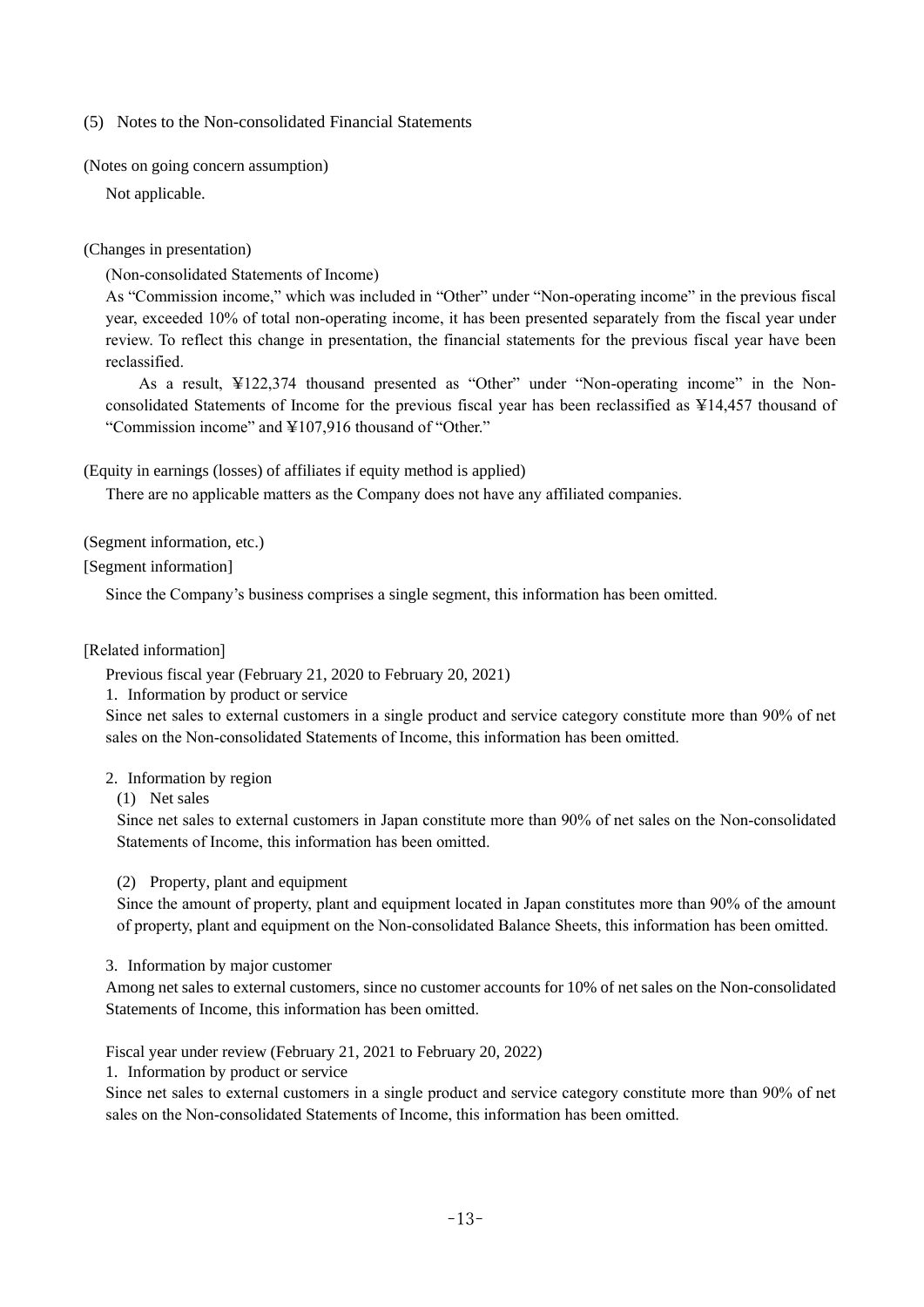## (5) Notes to the Non-consolidated Financial Statements

(Notes on going concern assumption)

Not applicable.

(Changes in presentation)

(Non-consolidated Statements of Income)

As "Commission income," which was included in "Other" under "Non-operating income" in the previous fiscal year, exceeded 10% of total non-operating income, it has been presented separately from the fiscal year under review. To reflect this change in presentation, the financial statements for the previous fiscal year have been reclassified.

As a result, ¥122,374 thousand presented as "Other" under "Non-operating income" in the Non-consolidated Statements of Income for the previous fiscal year has been reclassified as ¥14,457 thousand of "Commission income" and ¥107,916 thousand of "Other."

(Equity in earnings (losses) of affiliates if equity method is applied)

There are no applicable matters as the Company does not have any affiliated companies.

(Segment information, etc.)

[Segment information]

Since the Company's business comprises a single segment, this information has been omitted.

[Related information]

Previous fiscal year (February 21, 2020 to February 20, 2021)

1. Information by product or service

Since net sales to external customers in a single product and service category constitute more than 90% of net sales on the Non-consolidated Statements of Income, this information has been omitted.

2. Information by region

(1) Net sales

Since net sales to external customers in Japan constitute more than 90% of net sales on the Non-consolidated Statements of Income, this information has been omitted.

(2) Property, plant and equipment

Since the amount of property, plant and equipment located in Japan constitutes more than 90% of the amount of property, plant and equipment on the Non-consolidated Balance Sheets, this information has been omitted.

3. Information by major customer

Among net sales to external customers, since no customer accounts for 10% of net sales on the Non-consolidated Statements of Income, this information has been omitted.

Fiscal year under review (February 21, 2021 to February 20, 2022)

1. Information by product or service

Since net sales to external customers in a single product and service category constitute more than 90% of net sales on the Non-consolidated Statements of Income, this information has been omitted.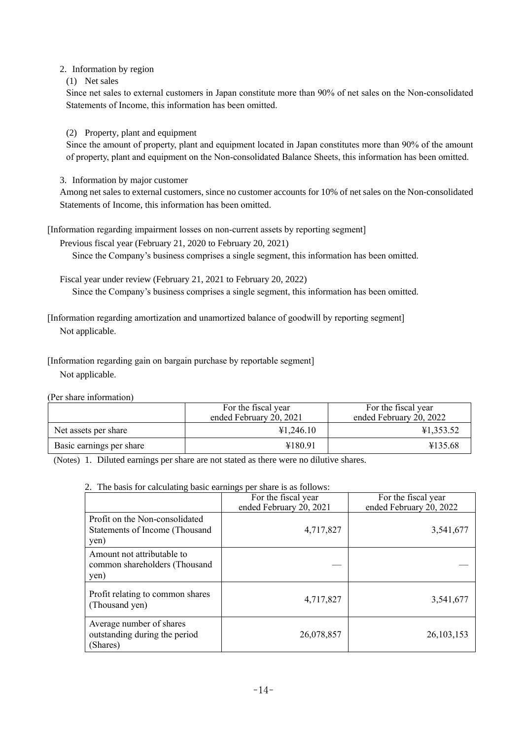2. Information by region

(1) Net sales

Since net sales to external customers in Japan constitute more than 90% of net sales on the Non-consolidated Statements of Income, this information has been omitted.

(2) Property, plant and equipment

Since the amount of property, plant and equipment located in Japan constitutes more than 90% of the amount of property, plant and equipment on the Non-consolidated Balance Sheets, this information has been omitted.

3. Information by major customer

Among net sales to external customers, since no customer accounts for 10% of net sales on the Non-consolidated Statements of Income, this information has been omitted.

[Information regarding impairment losses on non-current assets by reporting segment]

Previous fiscal year (February 21, 2020 to February 20, 2021)

Since the Company's business comprises a single segment, this information has been omitted.

Fiscal year under review (February 21, 2021 to February 20, 2022)

Since the Company's business comprises a single segment, this information has been omitted.

[Information regarding amortization and unamortized balance of goodwill by reporting segment]

Not applicable.

[Information regarding gain on bargain purchase by reportable segment]

Not applicable.

(Per share information)

| | For the fiscal year ended February 20, 2021 | For the fiscal year ended February 20, 2022 |
|---|---|---|
| Net assets per share | ¥1,246.10 | ¥1,353.52 |
| Basic earnings per share | ¥180.91 | ¥135.68 |

(Notes) 1. Diluted earnings per share are not stated as there were no dilutive shares.

2. The basis for calculating basic earnings per share is as follows:

| | For the fiscal year ended February 20, 2021 | For the fiscal year ended February 20, 2022 |
|---|---|---|
| Profit on the Non-consolidated Statements of Income (Thousand yen) | 4,717,827 | 3,541,677 |
| Amount not attributable to common shareholders (Thousand yen) | — | — |
| Profit relating to common shares (Thousand yen) | 4,717,827 | 3,541,677 |
| Average number of shares outstanding during the period (Shares) | 26,078,857 | 26,103,153 |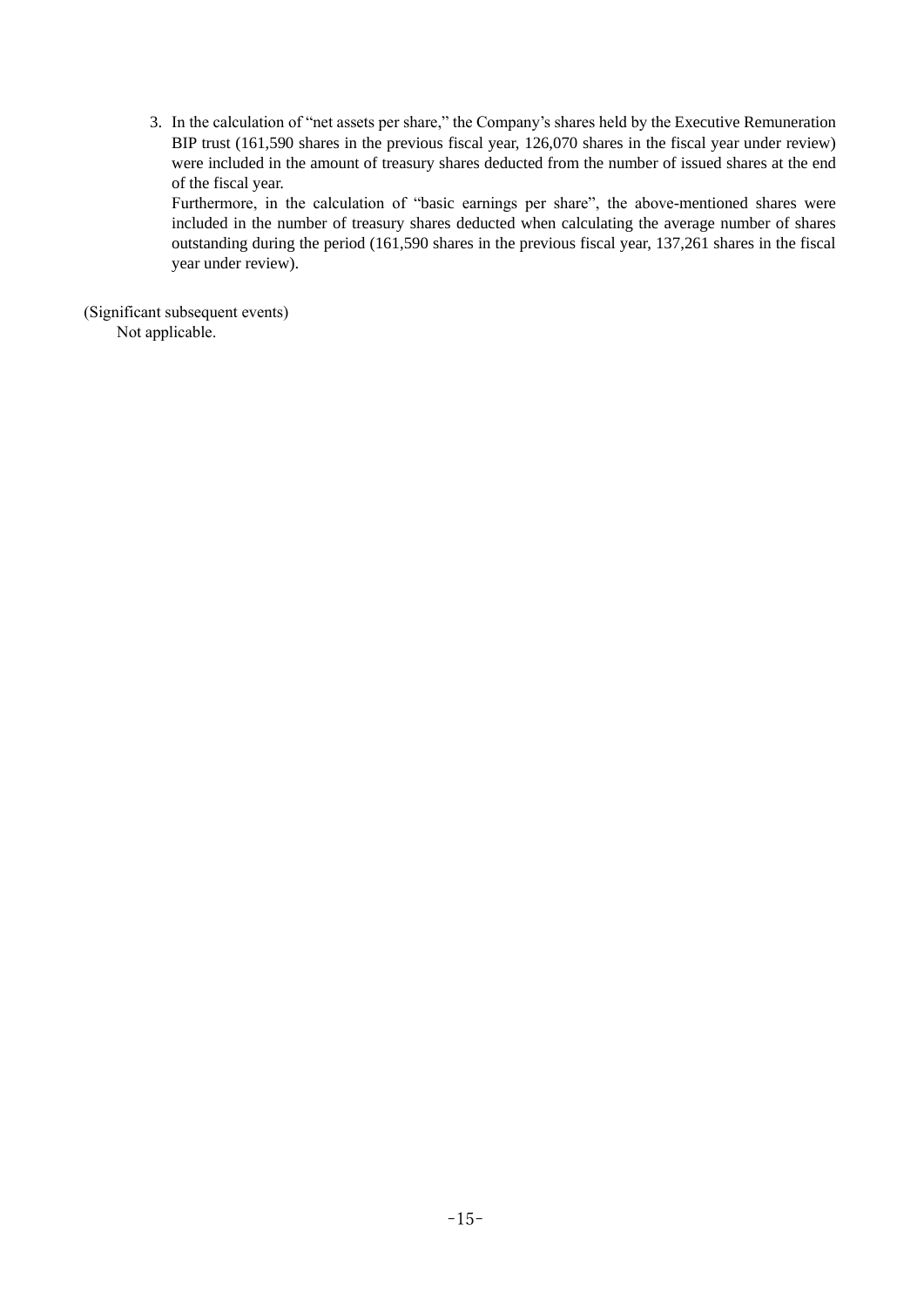3. In the calculation of "net assets per share," the Company's shares held by the Executive Remuneration BIP trust (161,590 shares in the previous fiscal year, 126,070 shares in the fiscal year under review) were included in the amount of treasury shares deducted from the number of issued shares at the end of the fiscal year.
   Furthermore, in the calculation of "basic earnings per share", the above-mentioned shares were included in the number of treasury shares deducted when calculating the average number of shares outstanding during the period (161,590 shares in the previous fiscal year, 137,261 shares in the fiscal year under review).

(Significant subsequent events)
Not applicable.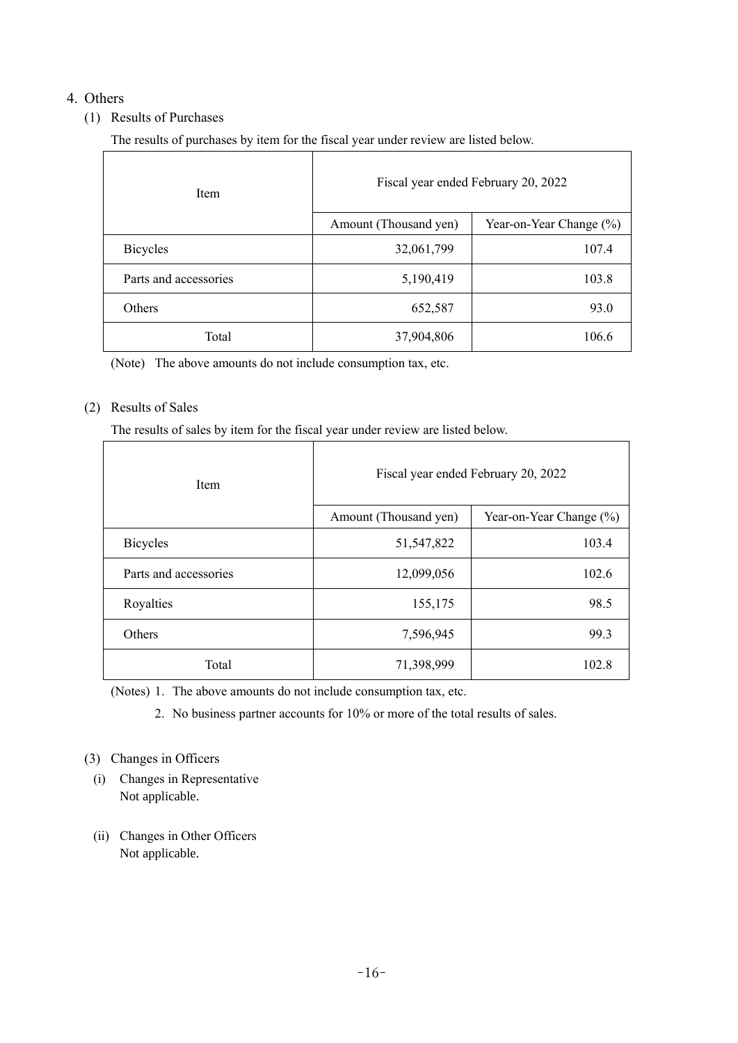## 4. Others

### (1) Results of Purchases

The results of purchases by item for the fiscal year under review are listed below.

| Item | Fiscal year ended February 20, 2022 | |
|---|---|---|
| | Amount (Thousand yen) | Year-on-Year Change (%) |
| Bicycles | 32,061,799 | 107.4 |
| Parts and accessories | 5,190,419 | 103.8 |
| Others | 652,587 | 93.0 |
| Total | 37,904,806 | 106.6 |

(Note) The above amounts do not include consumption tax, etc.

### (2) Results of Sales

The results of sales by item for the fiscal year under review are listed below.

| Item | Fiscal year ended February 20, 2022 | |
|---|---|---|
| | Amount (Thousand yen) | Year-on-Year Change (%) |
| Bicycles | 51,547,822 | 103.4 |
| Parts and accessories | 12,099,056 | 102.6 |
| Royalties | 155,175 | 98.5 |
| Others | 7,596,945 | 99.3 |
| Total | 71,398,999 | 102.8 |

(Notes) 1. The above amounts do not include consumption tax, etc.

2. No business partner accounts for 10% or more of the total results of sales.

### (3) Changes in Officers

(i) Changes in Representative
Not applicable.

(ii) Changes in Other Officers
Not applicable.